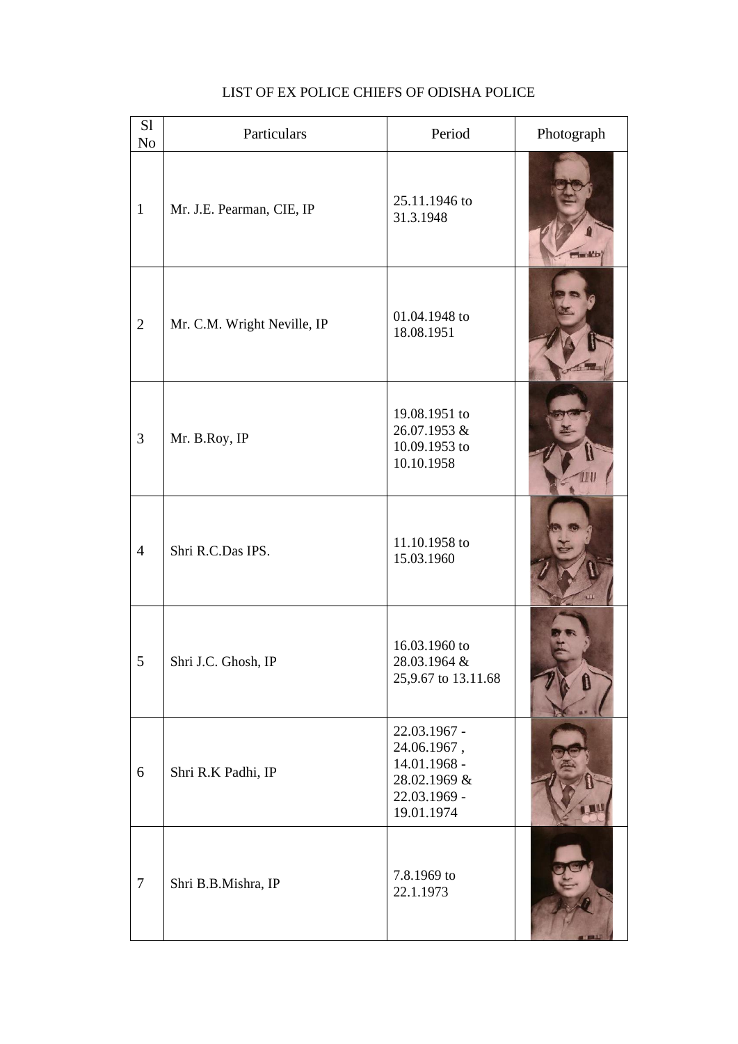LIST OF EX POLICE CHIEFS OF ODISHA POLICE

| Sl No | Particulars | Period | Photograph |
|---|---|---|---|
| 1 | Mr. J.E. Pearman, CIE, IP | 25.11.1946 to 31.3.1948 | |
| 2 | Mr. C.M. Wright Neville, IP | 01.04.1948 to 18.08.1951 | |
| 3 | Mr. B.Roy, IP | 19.08.1951 to 26.07.1953 & 10.09.1953 to 10.10.1958 | |
| 4 | Shri R.C.Das IPS. | 11.10.1958 to 15.03.1960 | |
| 5 | Shri J.C. Ghosh, IP | 16.03.1960 to 28.03.1964 & 25,9.67 to 13.11.68 | |
| 6 | Shri R.K Padhi, IP | 22.03.1967 - 24.06.1967 , 14.01.1968 - 28.02.1969 & 22.03.1969 - 19.01.1974 | |
| 7 | Shri B.B.Mishra, IP | 7.8.1969 to 22.1.1973 | |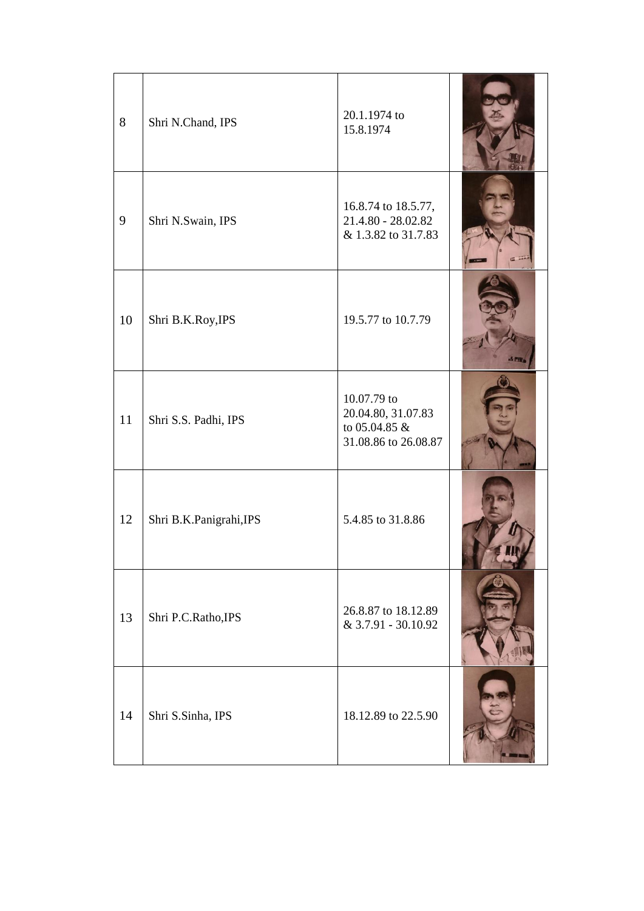| 8 | Shri N.Chand, IPS | 20.1.1974 to 15.8.1974 | |
|---|---|---|---|
| 9 | Shri N.Swain, IPS | 16.8.74 to 18.5.77, 21.4.80 - 28.02.82 & 1.3.82 to 31.7.83 | |
| 10 | Shri B.K.Roy,IPS | 19.5.77 to 10.7.79 | |
| 11 | Shri S.S. Padhi, IPS | 10.07.79 to 20.04.80, 31.07.83 to 05.04.85 & 31.08.86 to 26.08.87 | |
| 12 | Shri B.K.Panigrahi,IPS | 5.4.85 to 31.8.86 | |
| 13 | Shri P.C.Ratho,IPS | 26.8.87 to 18.12.89 & 3.7.91 - 30.10.92 | |
| 14 | Shri S.Sinha, IPS | 18.12.89 to 22.5.90 | |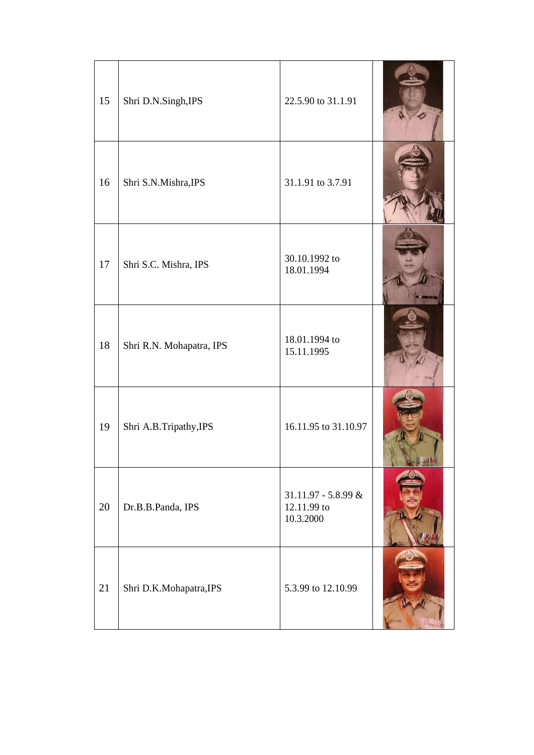| | | | |
|---|---|---|---|
| 15 | Shri D.N.Singh,IPS | 22.5.90 to 31.1.91 | |
| 16 | Shri S.N.Mishra,IPS | 31.1.91 to 3.7.91 | |
| 17 | Shri S.C. Mishra, IPS | 30.10.1992 to 18.01.1994 | |
| 18 | Shri R.N. Mohapatra, IPS | 18.01.1994 to 15.11.1995 | |
| 19 | Shri A.B.Tripathy,IPS | 16.11.95 to 31.10.97 | |
| 20 | Dr.B.B.Panda, IPS | 31.11.97 - 5.8.99 & 12.11.99 to 10.3.2000 | |
| 21 | Shri D.K.Mohapatra,IPS | 5.3.99 to 12.10.99 | |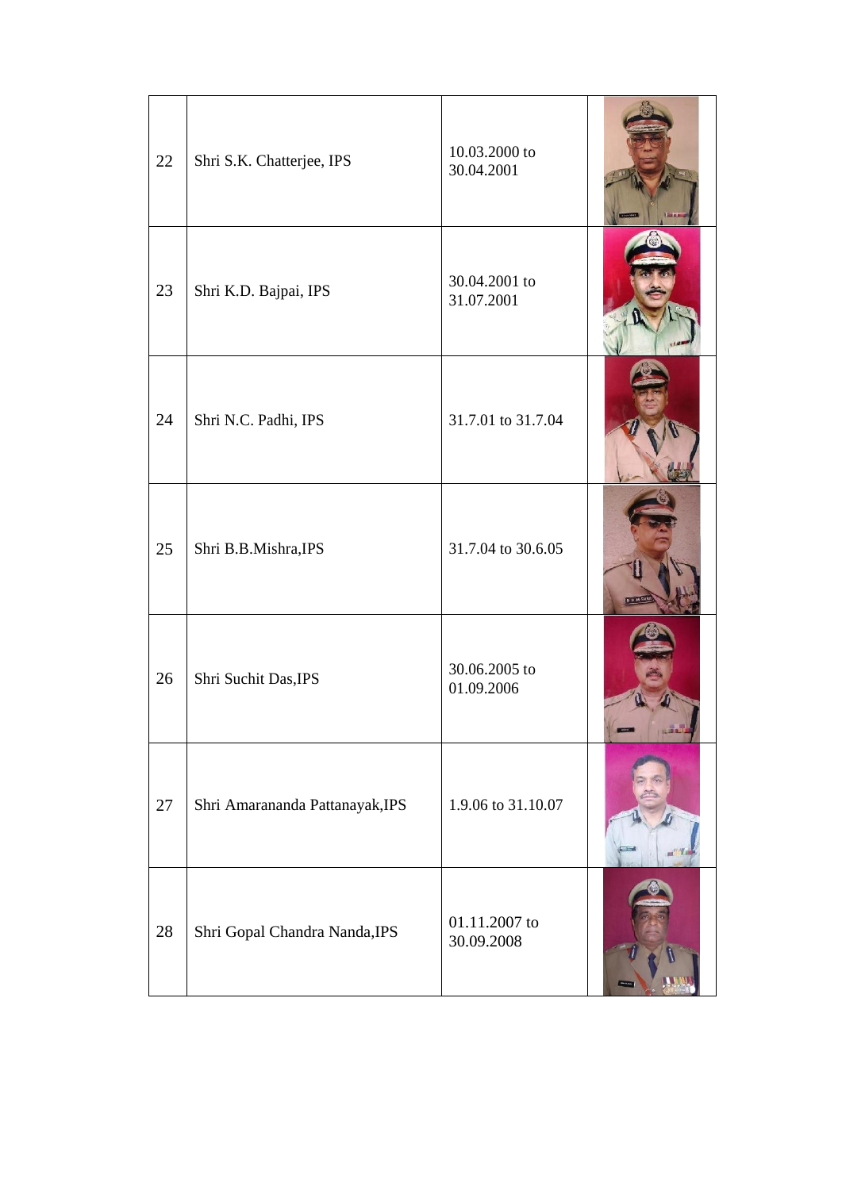| | | | |
|---|---|---|---|
| 22 | Shri S.K. Chatterjee, IPS | 10.03.2000 to 30.04.2001 | |
| 23 | Shri K.D. Bajpai, IPS | 30.04.2001 to 31.07.2001 | |
| 24 | Shri N.C. Padhi, IPS | 31.7.01 to 31.7.04 | |
| 25 | Shri B.B.Mishra,IPS | 31.7.04 to 30.6.05 | |
| 26 | Shri Suchit Das,IPS | 30.06.2005 to 01.09.2006 | |
| 27 | Shri Amarananda Pattanayak,IPS | 1.9.06 to 31.10.07 | |
| 28 | Shri Gopal Chandra Nanda,IPS | 01.11.2007 to 30.09.2008 | |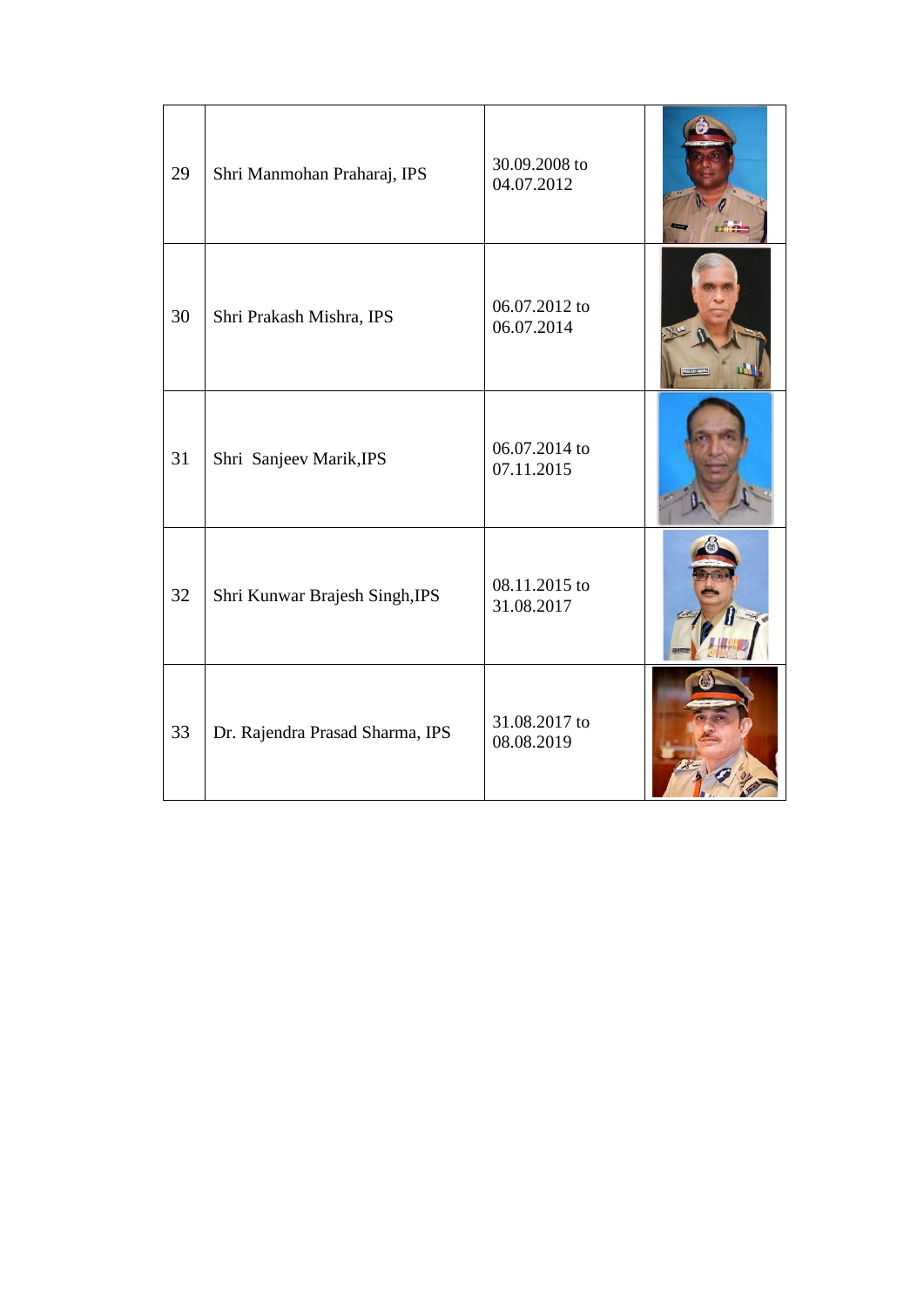| | | | |
|---|---|---|---|
| 29 | Shri Manmohan Praharaj, IPS | 30.09.2008 to 04.07.2012 | |
| 30 | Shri Prakash Mishra, IPS | 06.07.2012 to 06.07.2014 | |
| 31 | Shri Sanjeev Marik,IPS | 06.07.2014 to 07.11.2015 | |
| 32 | Shri Kunwar Brajesh Singh,IPS | 08.11.2015 to 31.08.2017 | |
| 33 | Dr. Rajendra Prasad Sharma, IPS | 31.08.2017 to 08.08.2019 | |